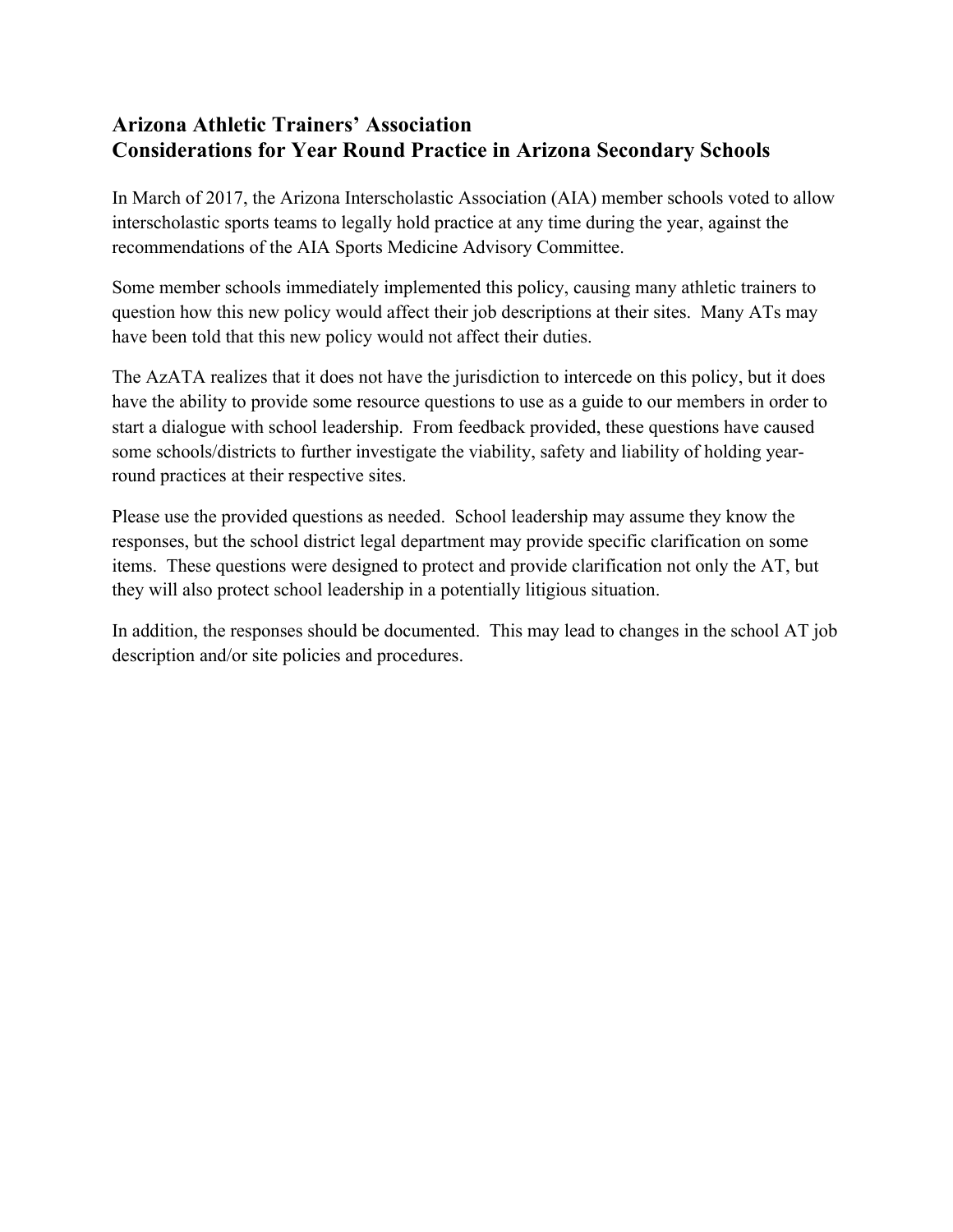# Arizona Athletic Trainers' Association
# Considerations for Year Round Practice in Arizona Secondary Schools

In March of 2017, the Arizona Interscholastic Association (AIA) member schools voted to allow interscholastic sports teams to legally hold practice at any time during the year, against the recommendations of the AIA Sports Medicine Advisory Committee.

Some member schools immediately implemented this policy, causing many athletic trainers to question how this new policy would affect their job descriptions at their sites. Many ATs may have been told that this new policy would not affect their duties.

The AzATA realizes that it does not have the jurisdiction to intercede on this policy, but it does have the ability to provide some resource questions to use as a guide to our members in order to start a dialogue with school leadership. From feedback provided, these questions have caused some schools/districts to further investigate the viability, safety and liability of holding year-round practices at their respective sites.

Please use the provided questions as needed. School leadership may assume they know the responses, but the school district legal department may provide specific clarification on some items. These questions were designed to protect and provide clarification not only the AT, but they will also protect school leadership in a potentially litigious situation.

In addition, the responses should be documented. This may lead to changes in the school AT job description and/or site policies and procedures.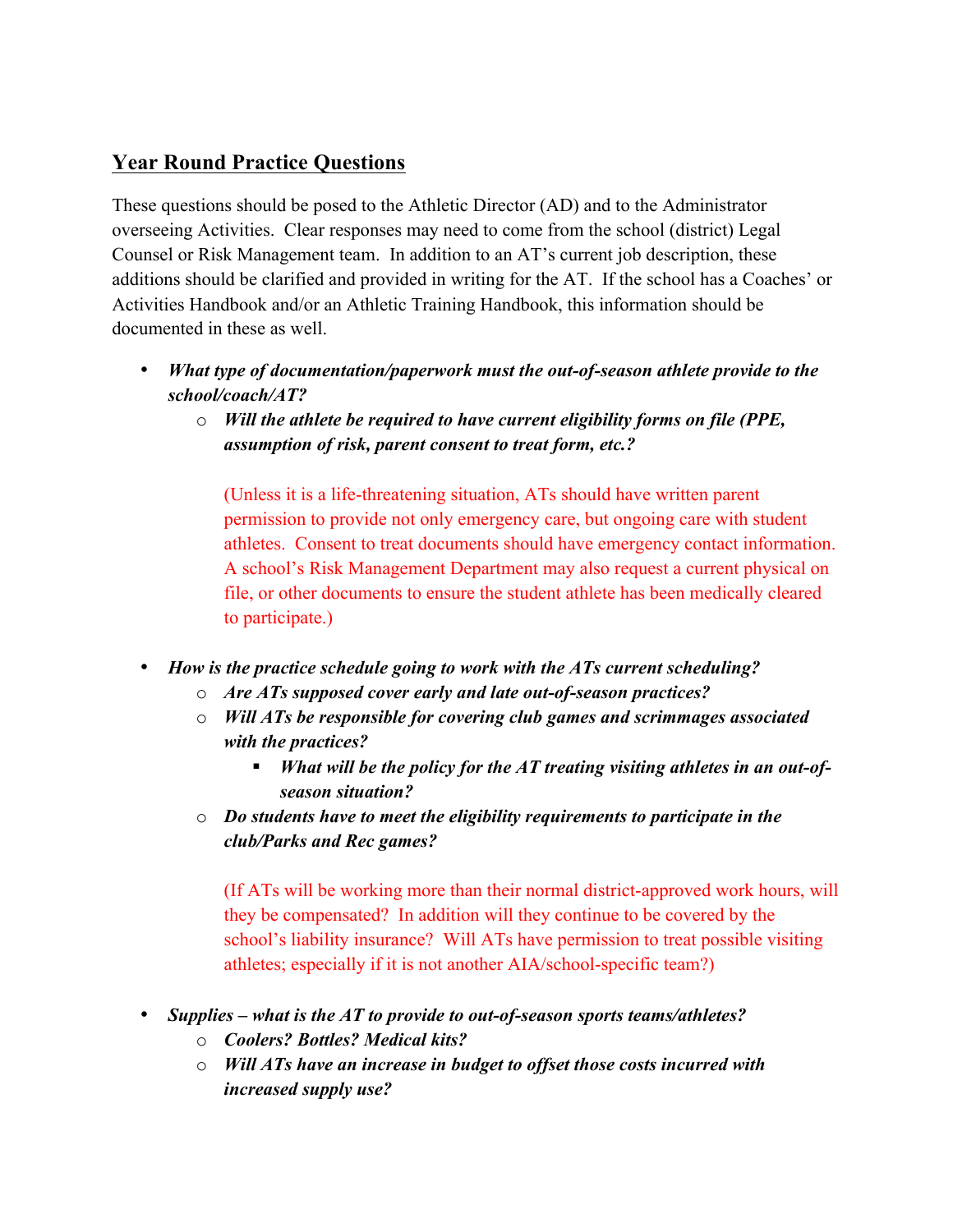## Year Round Practice Questions

These questions should be posed to the Athletic Director (AD) and to the Administrator overseeing Activities. Clear responses may need to come from the school (district) Legal Counsel or Risk Management team. In addition to an AT's current job description, these additions should be clarified and provided in writing for the AT. If the school has a Coaches' or Activities Handbook and/or an Athletic Training Handbook, this information should be documented in these as well.

- ***What type of documentation/paperwork must the out-of-season athlete provide to the school/coach/AT?***
  - ***Will the athlete be required to have current eligibility forms on file (PPE, assumption of risk, parent consent to treat form, etc.?***

    (Unless it is a life-threatening situation, ATs should have written parent permission to provide not only emergency care, but ongoing care with student athletes. Consent to treat documents should have emergency contact information. A school's Risk Management Department may also request a current physical on file, or other documents to ensure the student athlete has been medically cleared to participate.)

- ***How is the practice schedule going to work with the ATs current scheduling?***
  - ***Are ATs supposed cover early and late out-of-season practices?***
  - ***Will ATs be responsible for covering club games and scrimmages associated with the practices?***
    - ***What will be the policy for the AT treating visiting athletes in an out-of-season situation?***
  - ***Do students have to meet the eligibility requirements to participate in the club/Parks and Rec games?***

    (If ATs will be working more than their normal district-approved work hours, will they be compensated? In addition will they continue to be covered by the school's liability insurance? Will ATs have permission to treat possible visiting athletes; especially if it is not another AIA/school-specific team?)

- ***Supplies – what is the AT to provide to out-of-season sports teams/athletes?***
  - ***Coolers? Bottles? Medical kits?***
  - ***Will ATs have an increase in budget to offset those costs incurred with increased supply use?***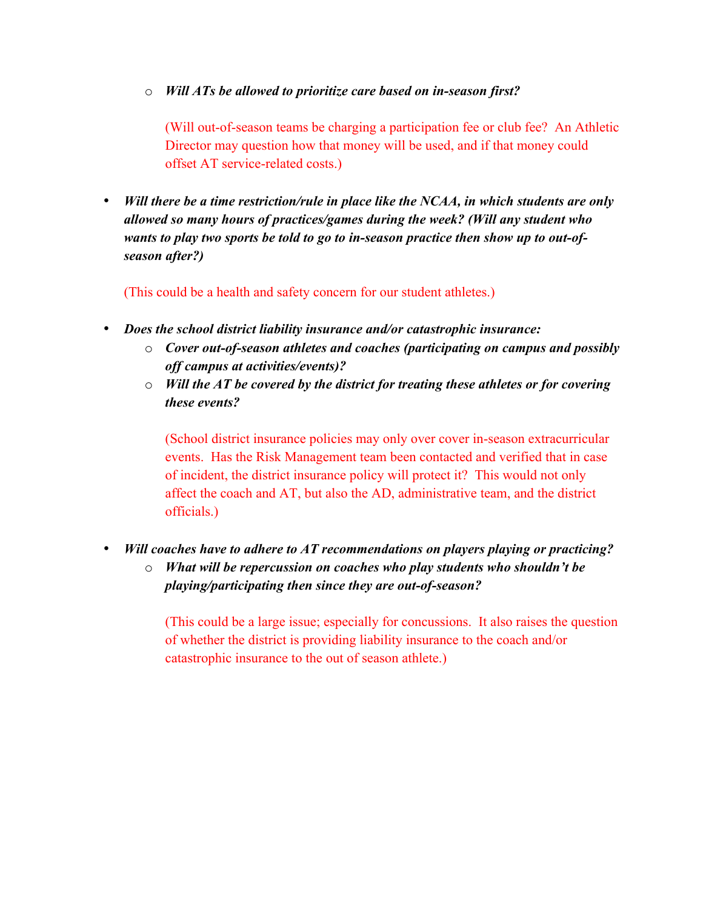- ***Will ATs be allowed to prioritize care based on in-season first?***

    (Will out-of-season teams be charging a participation fee or club fee? An Athletic Director may question how that money will be used, and if that money could offset AT service-related costs.)

- ***Will there be a time restriction/rule in place like the NCAA, in which students are only allowed so many hours of practices/games during the week? (Will any student who wants to play two sports be told to go to in-season practice then show up to out-of-season after?)***

  (This could be a health and safety concern for our student athletes.)

- ***Does the school district liability insurance and/or catastrophic insurance:***
  - ***Cover out-of-season athletes and coaches (participating on campus and possibly off campus at activities/events)?***
  - ***Will the AT be covered by the district for treating these athletes or for covering these events?***

    (School district insurance policies may only over cover in-season extracurricular events. Has the Risk Management team been contacted and verified that in case of incident, the district insurance policy will protect it? This would not only affect the coach and AT, but also the AD, administrative team, and the district officials.)

- ***Will coaches have to adhere to AT recommendations on players playing or practicing?***
  - ***What will be repercussion on coaches who play students who shouldn't be playing/participating then since they are out-of-season?***

    (This could be a large issue; especially for concussions. It also raises the question of whether the district is providing liability insurance to the coach and/or catastrophic insurance to the out of season athlete.)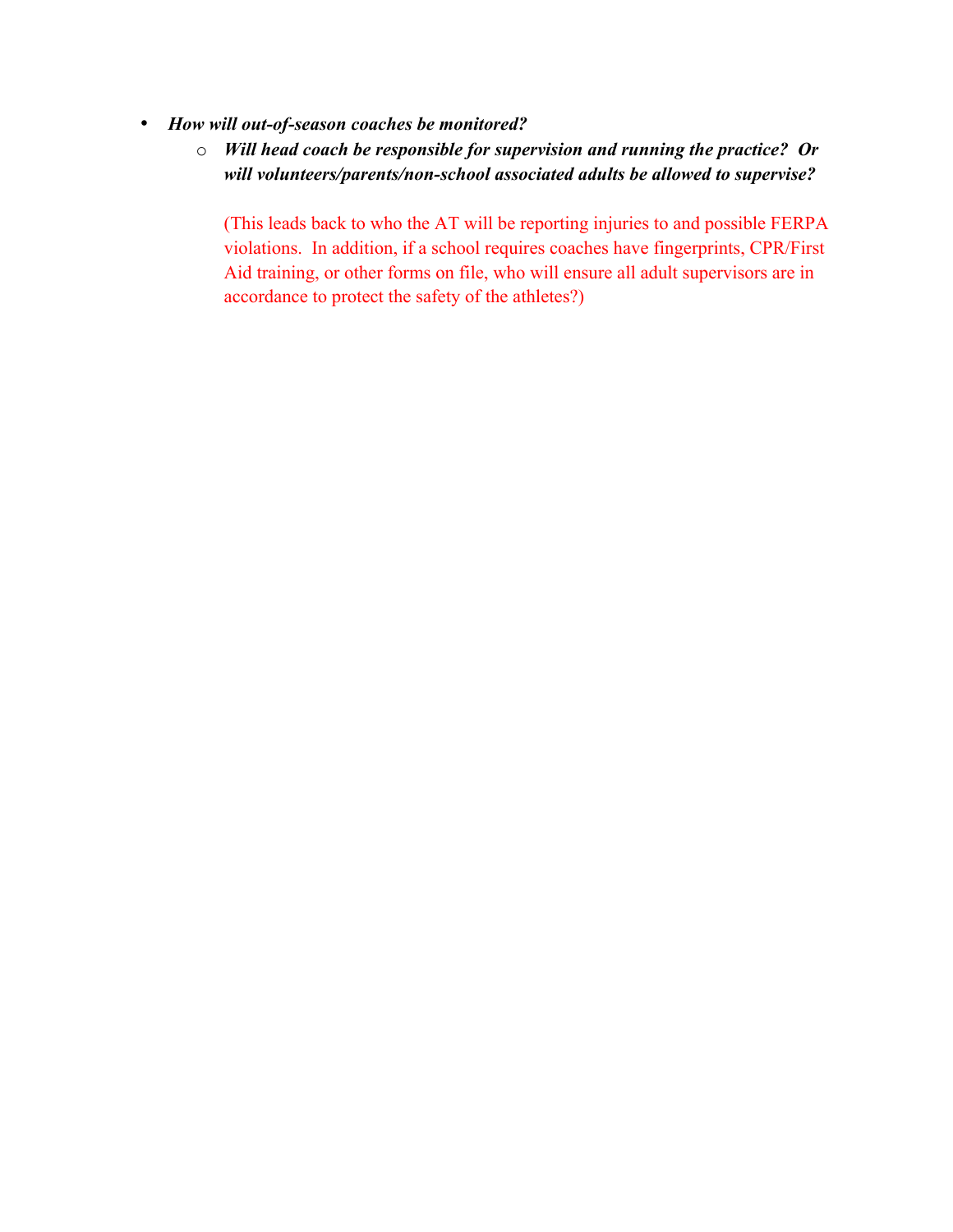- ***How will out-of-season coaches be monitored?***
  - ***Will head coach be responsible for supervision and running the practice? Or will volunteers/parents/non-school associated adults be allowed to supervise?***

    (This leads back to who the AT will be reporting injuries to and possible FERPA violations. In addition, if a school requires coaches have fingerprints, CPR/First Aid training, or other forms on file, who will ensure all adult supervisors are in accordance to protect the safety of the athletes?)